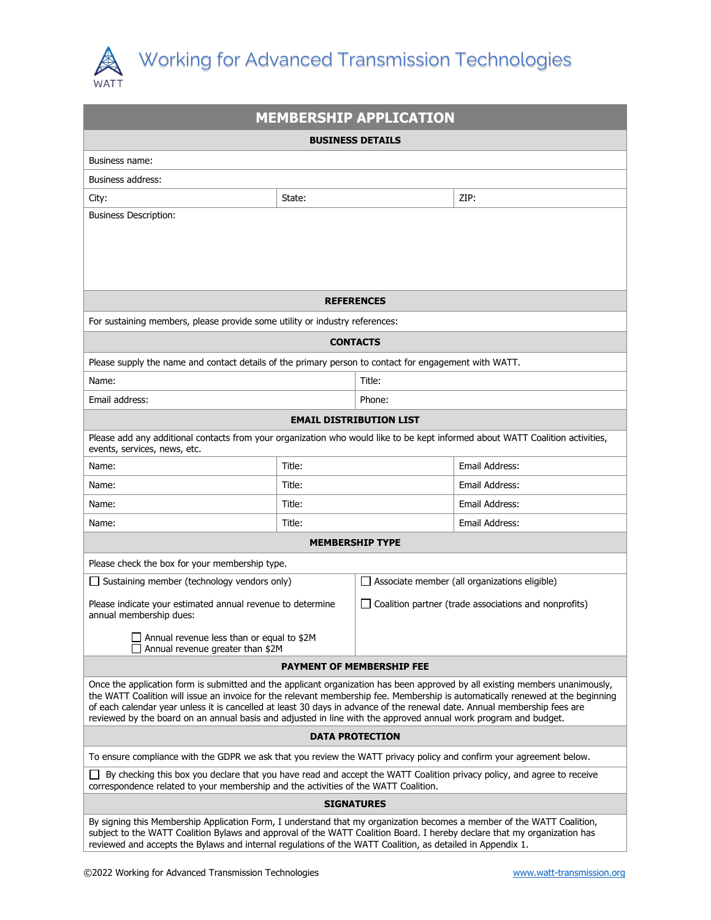# Working for Advanced Transmission Technologies

WATT

## MEMBERSHIP APPLICATION

### BUSINESS DETAILS

Business name:

Business address:

| City: | State: | ZIP: |
|---|---|---|

Business Description:

### REFERENCES

For sustaining members, please provide some utility or industry references:

### CONTACTS

Please supply the name and contact details of the primary person to contact for engagement with WATT.

| Name: | Title: |
|---|---|
| Email address: | Phone: |

### EMAIL DISTRIBUTION LIST

Please add any additional contacts from your organization who would like to be kept informed about WATT Coalition activities, events, services, news, etc.

| Name: | Title: | Email Address: |
|---|---|---|
| Name: | Title: | Email Address: |
| Name: | Title: | Email Address: |
| Name: | Title: | Email Address: |

### MEMBERSHIP TYPE

Please check the box for your membership type.

☐ Sustaining member (technology vendors only)

Please indicate your estimated annual revenue to determine annual membership dues:

- ☐ Annual revenue less than or equal to $2M
- ☐ Annual revenue greater than $2M

☐ Associate member (all organizations eligible)

☐ Coalition partner (trade associations and nonprofits)

### PAYMENT OF MEMBERSHIP FEE

Once the application form is submitted and the applicant organization has been approved by all existing members unanimously, the WATT Coalition will issue an invoice for the relevant membership fee. Membership is automatically renewed at the beginning of each calendar year unless it is cancelled at least 30 days in advance of the renewal date. Annual membership fees are reviewed by the board on an annual basis and adjusted in line with the approved annual work program and budget.

### DATA PROTECTION

To ensure compliance with the GDPR we ask that you review the WATT privacy policy and confirm your agreement below.

☐ By checking this box you declare that you have read and accept the WATT Coalition privacy policy, and agree to receive correspondence related to your membership and the activities of the WATT Coalition.

### SIGNATURES

By signing this Membership Application Form, I understand that my organization becomes a member of the WATT Coalition, subject to the WATT Coalition Bylaws and approval of the WATT Coalition Board. I hereby declare that my organization has reviewed and accepts the Bylaws and internal regulations of the WATT Coalition, as detailed in Appendix 1.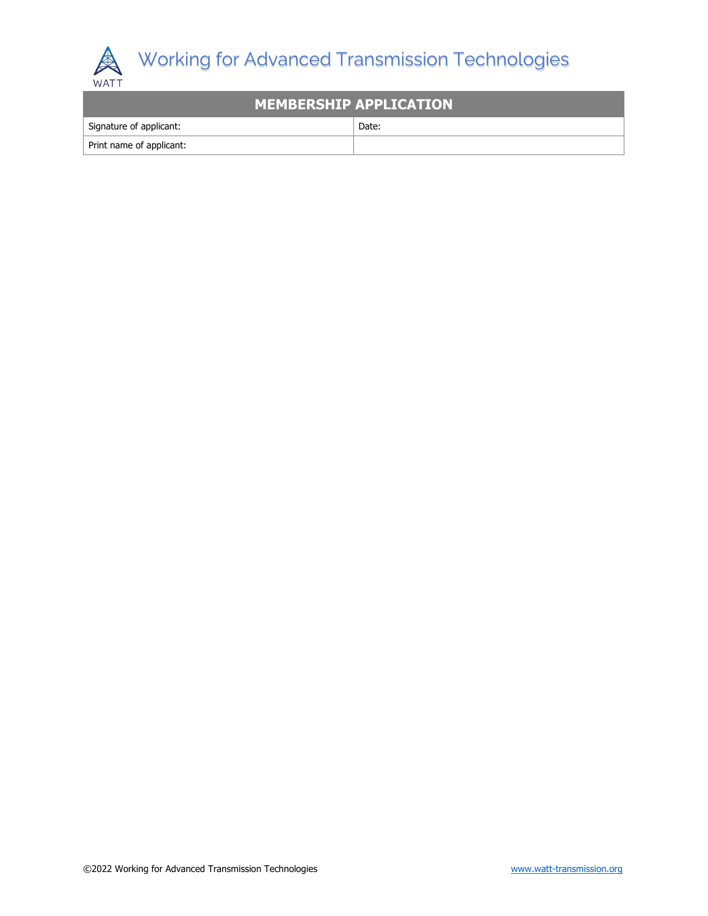| MEMBERSHIP APPLICATION | |
|---|---|
| Signature of applicant: | Date: |
| Print name of applicant: | |